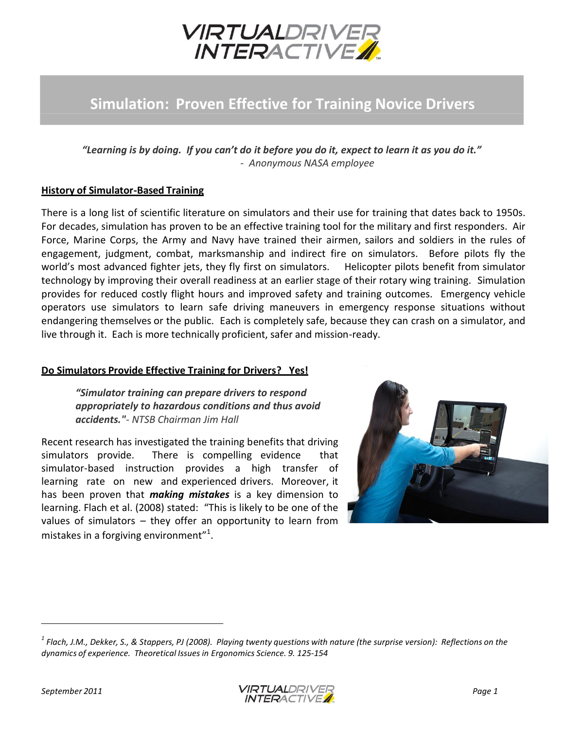# Simulation: Proven Effective for Training Novice Drivers

***"Learning is by doing. If you can't do it before you do it, expect to learn it as you do it."***
*- Anonymous NASA employee*

## History of Simulator-Based Training

There is a long list of scientific literature on simulators and their use for training that dates back to 1950s. For decades, simulation has proven to be an effective training tool for the military and first responders. Air Force, Marine Corps, the Army and Navy have trained their airmen, sailors and soldiers in the rules of engagement, judgment, combat, marksmanship and indirect fire on simulators. Before pilots fly the world's most advanced fighter jets, they fly first on simulators. Helicopter pilots benefit from simulator technology by improving their overall readiness at an earlier stage of their rotary wing training. Simulation provides for reduced costly flight hours and improved safety and training outcomes. Emergency vehicle operators use simulators to learn safe driving maneuvers in emergency response situations without endangering themselves or the public. Each is completely safe, because they can crash on a simulator, and live through it. Each is more technically proficient, safer and mission-ready.

## Do Simulators Provide Effective Training for Drivers? Yes!

> ***"Simulator training can prepare drivers to respond appropriately to hazardous conditions and thus avoid accidents."****- NTSB Chairman Jim Hall*

Recent research has investigated the training benefits that driving simulators provide. There is compelling evidence that simulator-based instruction provides a high transfer of learning rate on new and experienced drivers. Moreover, it has been proven that ***making mistakes*** is a key dimension to learning. Flach et al. (2008) stated: "This is likely to be one of the values of simulators – they offer an opportunity to learn from mistakes in a forgiving environment"[1].

---

*[1] Flach, J.M., Dekker, S., & Stappers, PJ (2008). Playing twenty questions with nature (the surprise version): Reflections on the dynamics of experience. Theoretical Issues in Ergonomics Science. 9. 125-154*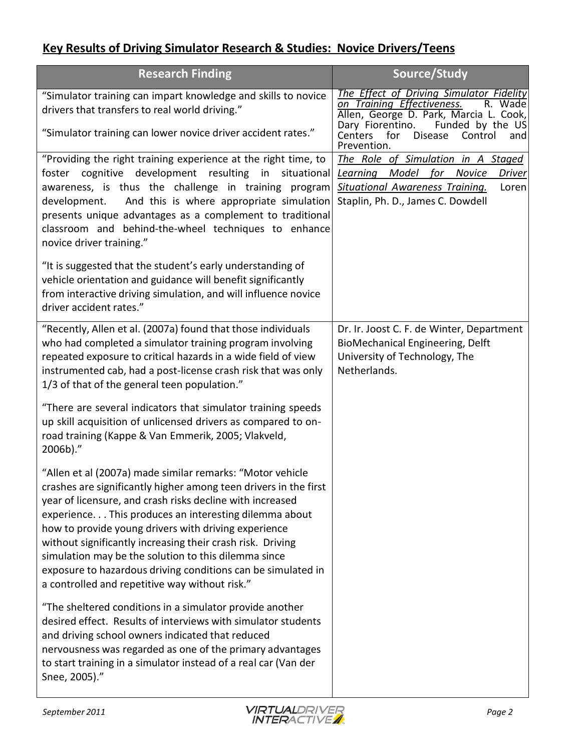## **Key Results of Driving Simulator Research & Studies: Novice Drivers/Teens**

| Research Finding | Source/Study |
| --- | --- |
| "Simulator training can impart knowledge and skills to novice drivers that transfers to real world driving."<br><br>"Simulator training can lower novice driver accident rates." | *The Effect of Driving Simulator Fidelity on Training Effectiveness.* R. Wade Allen, George D. Park, Marcia L. Cook, Dary Fiorentino. Funded by the US Centers for Disease Control and Prevention. |
| "Providing the right training experience at the right time, to foster cognitive development resulting in situational awareness, is thus the challenge in training program development. And this is where appropriate simulation presents unique advantages as a complement to traditional classroom and behind-the-wheel techniques to enhance novice driver training."<br><br>"It is suggested that the student's early understanding of vehicle orientation and guidance will benefit significantly from interactive driving simulation, and will influence novice driver accident rates." | *The Role of Simulation in A Staged Learning Model for Novice Driver Situational Awareness Training.* Loren Staplin, Ph. D., James C. Dowdell |
| "Recently, Allen et al. (2007a) found that those individuals who had completed a simulator training program involving repeated exposure to critical hazards in a wide field of view instrumented cab, had a post-license crash risk that was only 1/3 of that of the general teen population."<br><br>"There are several indicators that simulator training speeds up skill acquisition of unlicensed drivers as compared to on-road training (Kappe & Van Emmerik, 2005; Vlakveld, 2006b)."<br><br>"Allen et al (2007a) made similar remarks: "Motor vehicle crashes are significantly higher among teen drivers in the first year of licensure, and crash risks decline with increased experience. . . This produces an interesting dilemma about how to provide young drivers with driving experience without significantly increasing their crash risk. Driving simulation may be the solution to this dilemma since exposure to hazardous driving conditions can be simulated in a controlled and repetitive way without risk."<br><br>"The sheltered conditions in a simulator provide another desired effect. Results of interviews with simulator students and driving school owners indicated that reduced nervousness was regarded as one of the primary advantages to start training in a simulator instead of a real car (Van der Snee, 2005)." | Dr. Ir. Joost C. F. de Winter, Department BioMechanical Engineering, Delft University of Technology, The Netherlands. |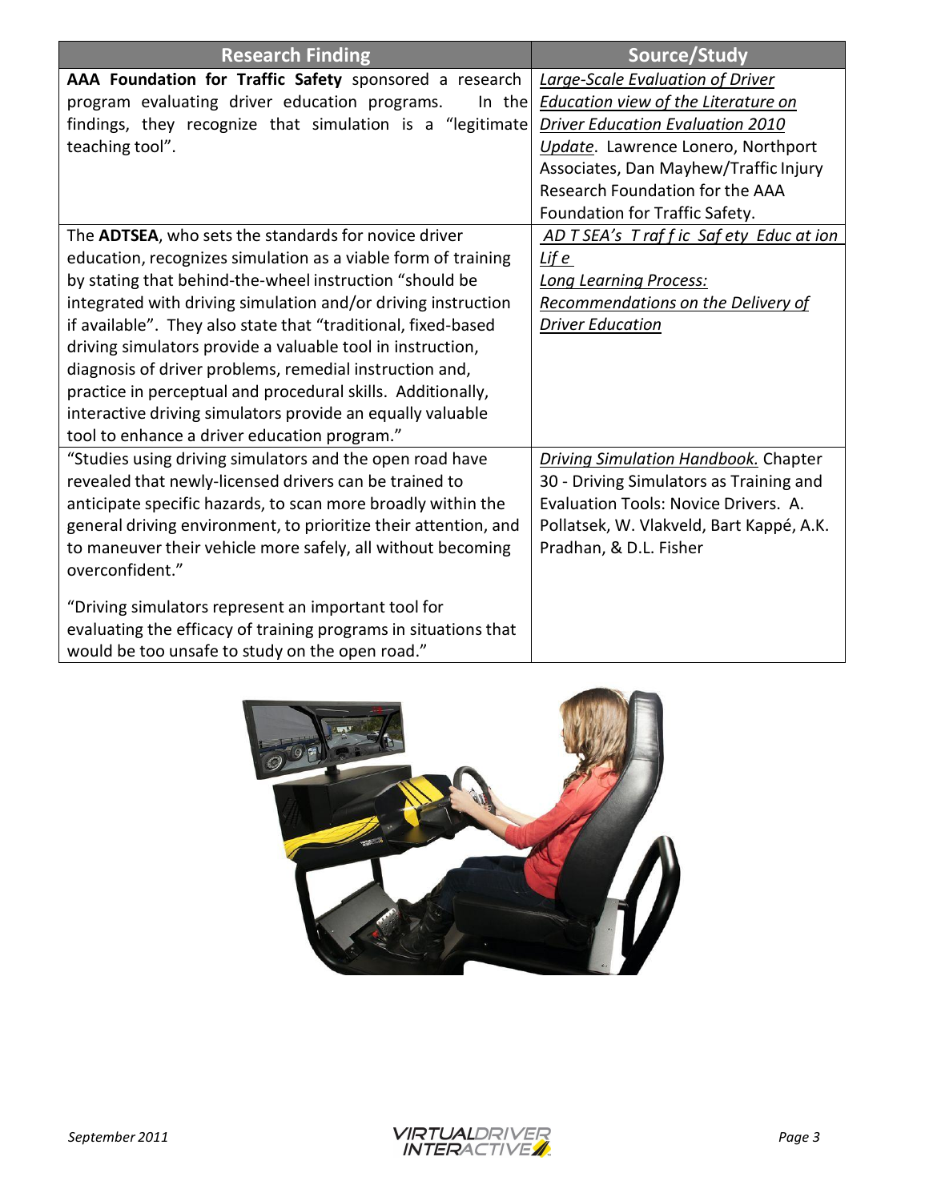| Research Finding | Source/Study |
|---|---|
| **AAA Foundation for Traffic Safety** sponsored a research program evaluating driver education programs. In the findings, they recognize that simulation is a "legitimate teaching tool". | *Large-Scale Evaluation of Driver Education view of the Literature on Driver Education Evaluation 2010 Update*. Lawrence Lonero, Northport Associates, Dan Mayhew/Traffic Injury Research Foundation for the AAA Foundation for Traffic Safety. |
| The **ADTSEA**, who sets the standards for novice driver education, recognizes simulation as a viable form of training by stating that behind-the-wheel instruction "should be integrated with driving simulation and/or driving instruction if available". They also state that "traditional, fixed-based driving simulators provide a valuable tool in instruction, diagnosis of driver problems, remedial instruction and, practice in perceptual and procedural skills. Additionally, interactive driving simulators provide an equally valuable tool to enhance a driver education program." | *ADTSEA's Traffic Safety Education Life Long Learning Process: Recommendations on the Delivery of Driver Education* |
| "Studies using driving simulators and the open road have revealed that newly-licensed drivers can be trained to anticipate specific hazards, to scan more broadly within the general driving environment, to prioritize their attention, and to maneuver their vehicle more safely, all without becoming overconfident."<br><br>"Driving simulators represent an important tool for evaluating the efficacy of training programs in situations that would be too unsafe to study on the open road." | *Driving Simulation Handbook.* Chapter 30 - Driving Simulators as Training and Evaluation Tools: Novice Drivers. A. Pollatsek, W. Vlakveld, Bart Kappé, A.K. Pradhan, & D.L. Fisher |